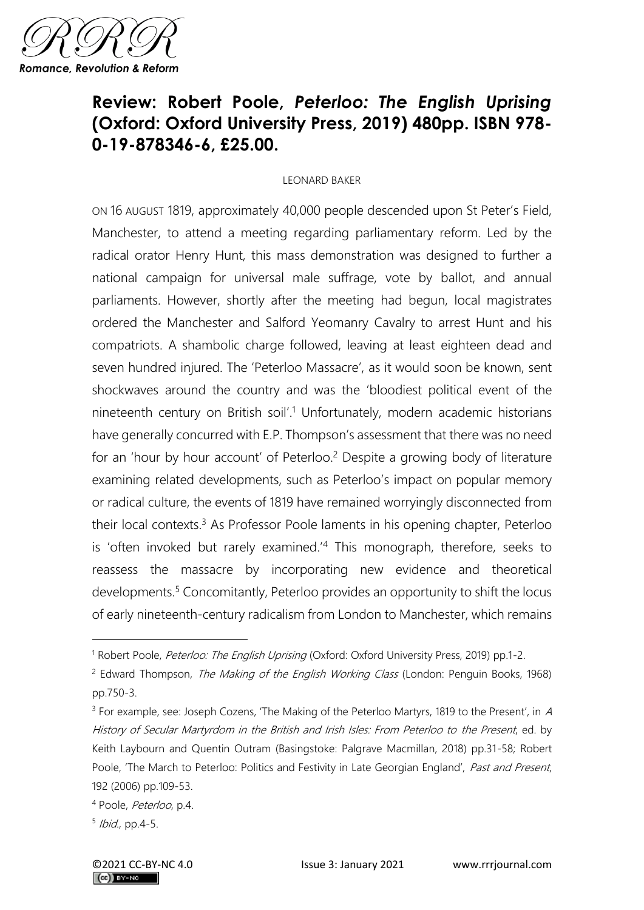# Review: Robert Poole, *Peterloo: The English Uprising* (Oxford: Oxford University Press, 2019) 480pp. ISBN 978-0-19-878346-6, £25.00.

LEONARD BAKER

ON 16 AUGUST 1819, approximately 40,000 people descended upon St Peter's Field, Manchester, to attend a meeting regarding parliamentary reform. Led by the radical orator Henry Hunt, this mass demonstration was designed to further a national campaign for universal male suffrage, vote by ballot, and annual parliaments. However, shortly after the meeting had begun, local magistrates ordered the Manchester and Salford Yeomanry Cavalry to arrest Hunt and his compatriots. A shambolic charge followed, leaving at least eighteen dead and seven hundred injured. The 'Peterloo Massacre', as it would soon be known, sent shockwaves around the country and was the 'bloodiest political event of the nineteenth century on British soil'.[1] Unfortunately, modern academic historians have generally concurred with E.P. Thompson's assessment that there was no need for an 'hour by hour account' of Peterloo.[2] Despite a growing body of literature examining related developments, such as Peterloo's impact on popular memory or radical culture, the events of 1819 have remained worryingly disconnected from their local contexts.[3] As Professor Poole laments in his opening chapter, Peterloo is 'often invoked but rarely examined.'[4] This monograph, therefore, seeks to reassess the massacre by incorporating new evidence and theoretical developments.[5] Concomitantly, Peterloo provides an opportunity to shift the locus of early nineteenth-century radicalism from London to Manchester, which remains

---

[1] Robert Poole, *Peterloo: The English Uprising* (Oxford: Oxford University Press, 2019) pp.1-2.

[2] Edward Thompson, *The Making of the English Working Class* (London: Penguin Books, 1968) pp.750-3.

[3] For example, see: Joseph Cozens, 'The Making of the Peterloo Martyrs, 1819 to the Present', in *A History of Secular Martyrdom in the British and Irish Isles: From Peterloo to the Present*, ed. by Keith Laybourn and Quentin Outram (Basingstoke: Palgrave Macmillan, 2018) pp.31-58; Robert Poole, 'The March to Peterloo: Politics and Festivity in Late Georgian England', *Past and Present*, 192 (2006) pp.109-53.

[4] Poole, *Peterloo*, p.4.

[5] *Ibid.*, pp.4-5.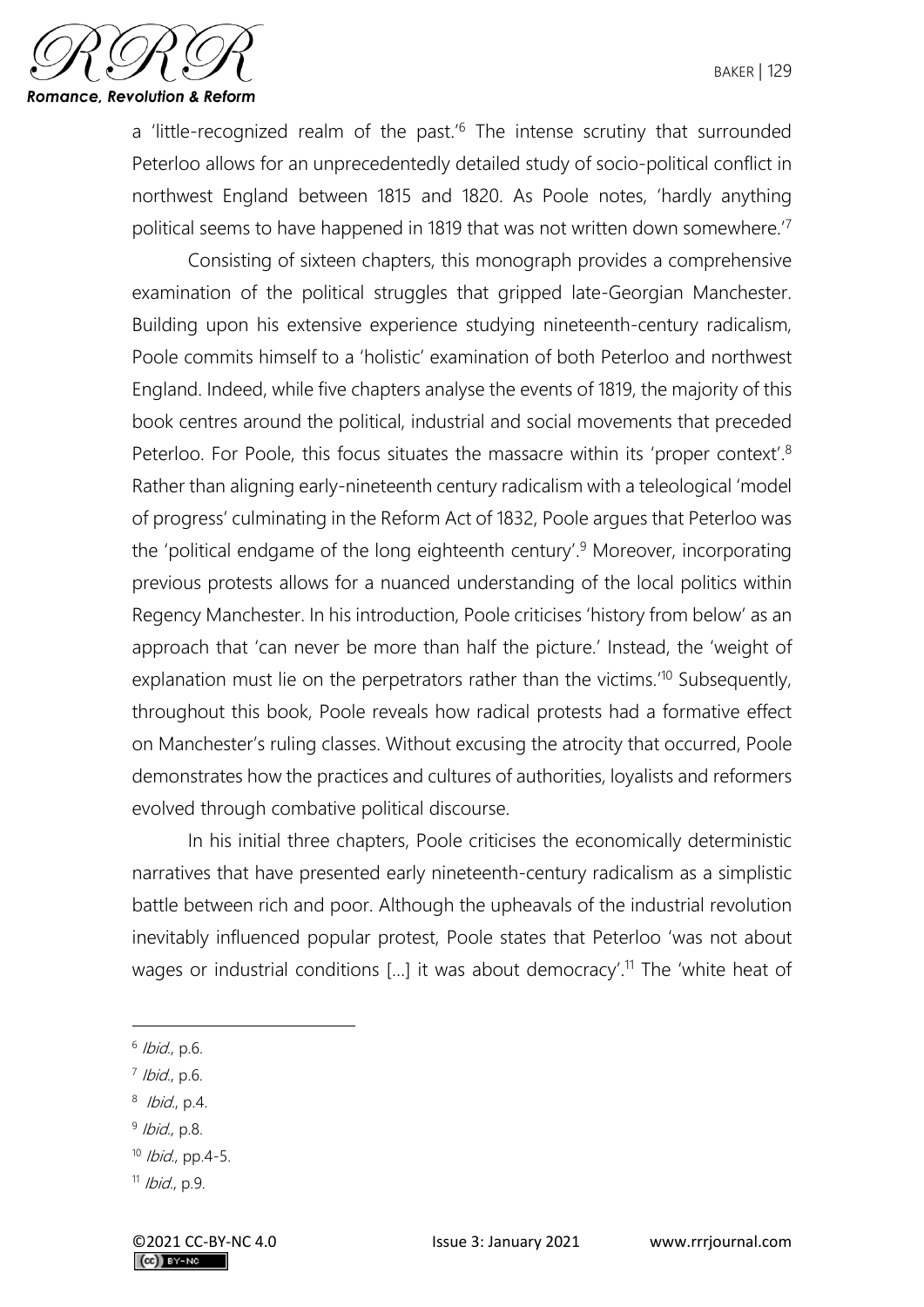a 'little-recognized realm of the past.'[6] The intense scrutiny that surrounded Peterloo allows for an unprecedentedly detailed study of socio-political conflict in northwest England between 1815 and 1820. As Poole notes, 'hardly anything political seems to have happened in 1819 that was not written down somewhere.'[7]

Consisting of sixteen chapters, this monograph provides a comprehensive examination of the political struggles that gripped late-Georgian Manchester. Building upon his extensive experience studying nineteenth-century radicalism, Poole commits himself to a 'holistic' examination of both Peterloo and northwest England. Indeed, while five chapters analyse the events of 1819, the majority of this book centres around the political, industrial and social movements that preceded Peterloo. For Poole, this focus situates the massacre within its 'proper context'.[8] Rather than aligning early-nineteenth century radicalism with a teleological 'model of progress' culminating in the Reform Act of 1832, Poole argues that Peterloo was the 'political endgame of the long eighteenth century'.[9] Moreover, incorporating previous protests allows for a nuanced understanding of the local politics within Regency Manchester. In his introduction, Poole criticises 'history from below' as an approach that 'can never be more than half the picture.' Instead, the 'weight of explanation must lie on the perpetrators rather than the victims.'[10] Subsequently, throughout this book, Poole reveals how radical protests had a formative effect on Manchester's ruling classes. Without excusing the atrocity that occurred, Poole demonstrates how the practices and cultures of authorities, loyalists and reformers evolved through combative political discourse.

In his initial three chapters, Poole criticises the economically deterministic narratives that have presented early nineteenth-century radicalism as a simplistic battle between rich and poor. Although the upheavals of the industrial revolution inevitably influenced popular protest, Poole states that Peterloo 'was not about wages or industrial conditions [...] it was about democracy'.[11] The 'white heat of

---

[6] *Ibid.*, p.6.

[7] *Ibid.*, p.6.

[8] *Ibid.*, p.4.

[9] *Ibid.*, p.8.

[10] *Ibid.*, pp.4-5.

[11] *Ibid.*, p.9.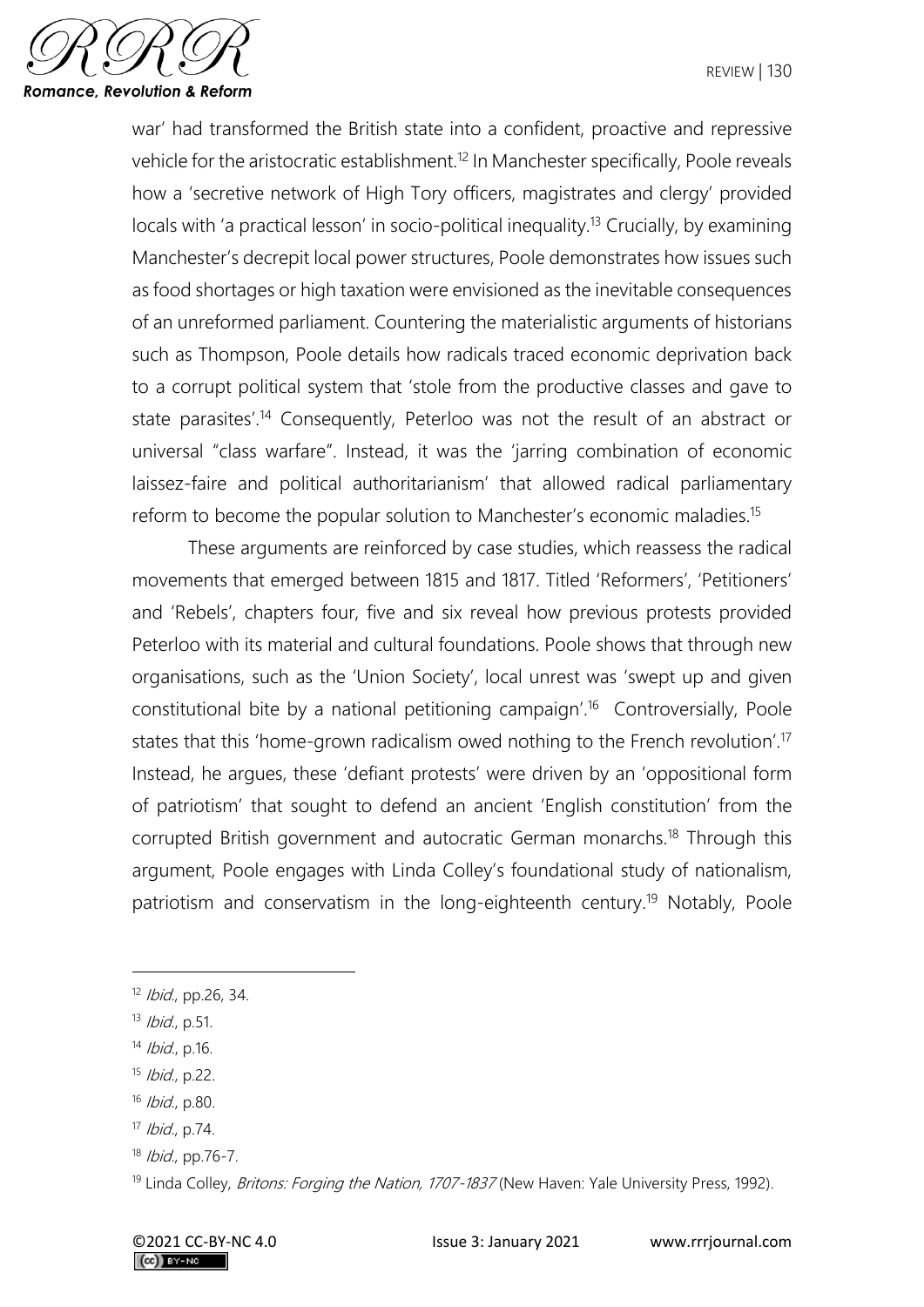war' had transformed the British state into a confident, proactive and repressive vehicle for the aristocratic establishment.[12] In Manchester specifically, Poole reveals how a 'secretive network of High Tory officers, magistrates and clergy' provided locals with 'a practical lesson' in socio-political inequality.[13] Crucially, by examining Manchester's decrepit local power structures, Poole demonstrates how issues such as food shortages or high taxation were envisioned as the inevitable consequences of an unreformed parliament. Countering the materialistic arguments of historians such as Thompson, Poole details how radicals traced economic deprivation back to a corrupt political system that 'stole from the productive classes and gave to state parasites'.[14] Consequently, Peterloo was not the result of an abstract or universal "class warfare". Instead, it was the 'jarring combination of economic laissez-faire and political authoritarianism' that allowed radical parliamentary reform to become the popular solution to Manchester's economic maladies.[15]

These arguments are reinforced by case studies, which reassess the radical movements that emerged between 1815 and 1817. Titled 'Reformers', 'Petitioners' and 'Rebels', chapters four, five and six reveal how previous protests provided Peterloo with its material and cultural foundations. Poole shows that through new organisations, such as the 'Union Society', local unrest was 'swept up and given constitutional bite by a national petitioning campaign'.[16] Controversially, Poole states that this 'home-grown radicalism owed nothing to the French revolution'.[17] Instead, he argues, these 'defiant protests' were driven by an 'oppositional form of patriotism' that sought to defend an ancient 'English constitution' from the corrupted British government and autocratic German monarchs.[18] Through this argument, Poole engages with Linda Colley's foundational study of nationalism, patriotism and conservatism in the long-eighteenth century.[19] Notably, Poole

---

[12] *Ibid.*, pp.26, 34.

[13] *Ibid.*, p.51.

[14] *Ibid.*, p.16.

[15] *Ibid.*, p.22.

[16] *Ibid.*, p.80.

[17] *Ibid.*, p.74.

[18] *Ibid.*, pp.76-7.

[19] Linda Colley, *Britons: Forging the Nation, 1707-1837* (New Haven: Yale University Press, 1992).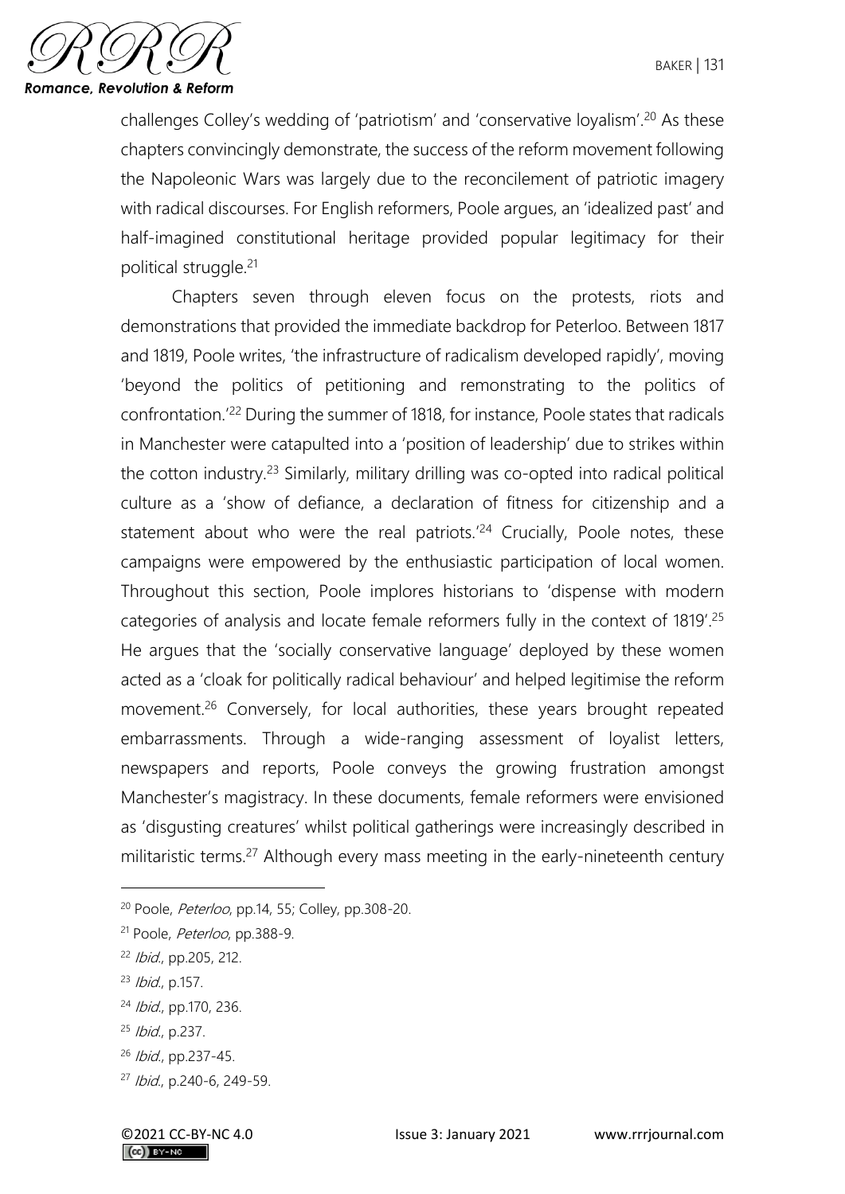challenges Colley's wedding of 'patriotism' and 'conservative loyalism'.[20] As these chapters convincingly demonstrate, the success of the reform movement following the Napoleonic Wars was largely due to the reconcilement of patriotic imagery with radical discourses. For English reformers, Poole argues, an 'idealized past' and half-imagined constitutional heritage provided popular legitimacy for their political struggle.[21]

Chapters seven through eleven focus on the protests, riots and demonstrations that provided the immediate backdrop for Peterloo. Between 1817 and 1819, Poole writes, 'the infrastructure of radicalism developed rapidly', moving 'beyond the politics of petitioning and remonstrating to the politics of confrontation.'[22] During the summer of 1818, for instance, Poole states that radicals in Manchester were catapulted into a 'position of leadership' due to strikes within the cotton industry.[23] Similarly, military drilling was co-opted into radical political culture as a 'show of defiance, a declaration of fitness for citizenship and a statement about who were the real patriots.'[24] Crucially, Poole notes, these campaigns were empowered by the enthusiastic participation of local women. Throughout this section, Poole implores historians to 'dispense with modern categories of analysis and locate female reformers fully in the context of 1819'.[25] He argues that the 'socially conservative language' deployed by these women acted as a 'cloak for politically radical behaviour' and helped legitimise the reform movement.[26] Conversely, for local authorities, these years brought repeated embarrassments. Through a wide-ranging assessment of loyalist letters, newspapers and reports, Poole conveys the growing frustration amongst Manchester's magistracy. In these documents, female reformers were envisioned as 'disgusting creatures' whilst political gatherings were increasingly described in militaristic terms.[27] Although every mass meeting in the early-nineteenth century

---

[20] Poole, *Peterloo*, pp.14, 55; Colley, pp.308-20.

[21] Poole, *Peterloo*, pp.388-9.

[22] *Ibid.*, pp.205, 212.

[23] *Ibid.*, p.157.

[24] *Ibid.*, pp.170, 236.

[25] *Ibid.*, p.237.

[26] *Ibid.*, pp.237-45.

[27] *Ibid.*, p.240-6, 249-59.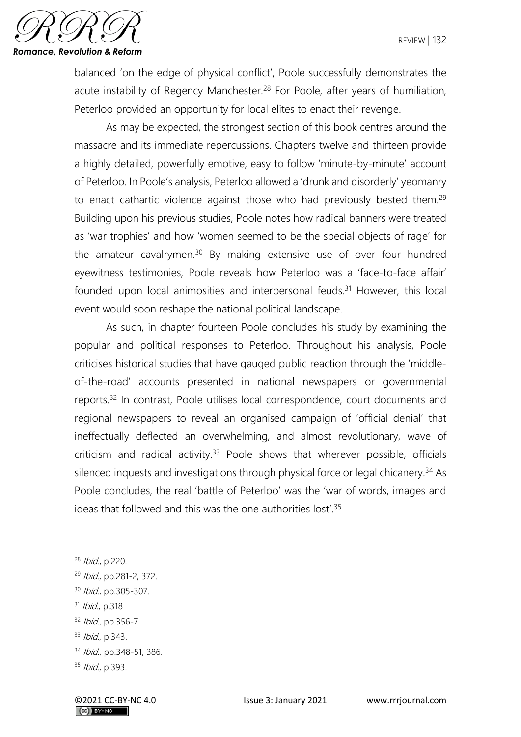balanced 'on the edge of physical conflict', Poole successfully demonstrates the acute instability of Regency Manchester.[28] For Poole, after years of humiliation, Peterloo provided an opportunity for local elites to enact their revenge.

As may be expected, the strongest section of this book centres around the massacre and its immediate repercussions. Chapters twelve and thirteen provide a highly detailed, powerfully emotive, easy to follow 'minute-by-minute' account of Peterloo. In Poole's analysis, Peterloo allowed a 'drunk and disorderly' yeomanry to enact cathartic violence against those who had previously bested them.[29] Building upon his previous studies, Poole notes how radical banners were treated as 'war trophies' and how 'women seemed to be the special objects of rage' for the amateur cavalrymen.[30] By making extensive use of over four hundred eyewitness testimonies, Poole reveals how Peterloo was a 'face-to-face affair' founded upon local animosities and interpersonal feuds.[31] However, this local event would soon reshape the national political landscape.

As such, in chapter fourteen Poole concludes his study by examining the popular and political responses to Peterloo. Throughout his analysis, Poole criticises historical studies that have gauged public reaction through the 'middle-of-the-road' accounts presented in national newspapers or governmental reports.[32] In contrast, Poole utilises local correspondence, court documents and regional newspapers to reveal an organised campaign of 'official denial' that ineffectually deflected an overwhelming, and almost revolutionary, wave of criticism and radical activity.[33] Poole shows that wherever possible, officials silenced inquests and investigations through physical force or legal chicanery.[34] As Poole concludes, the real 'battle of Peterloo' was the 'war of words, images and ideas that followed and this was the one authorities lost'.[35]

---

[28] *Ibid.*, p.220.

[29] *Ibid.*, pp.281-2, 372.

[30] *Ibid.*, pp.305-307.

[31] *Ibid.*, p.318

[32] *Ibid.*, pp.356-7.

[33] *Ibid.*, p.343.

[34] *Ibid.*, pp.348-51, 386.

[35] *Ibid.*, p.393.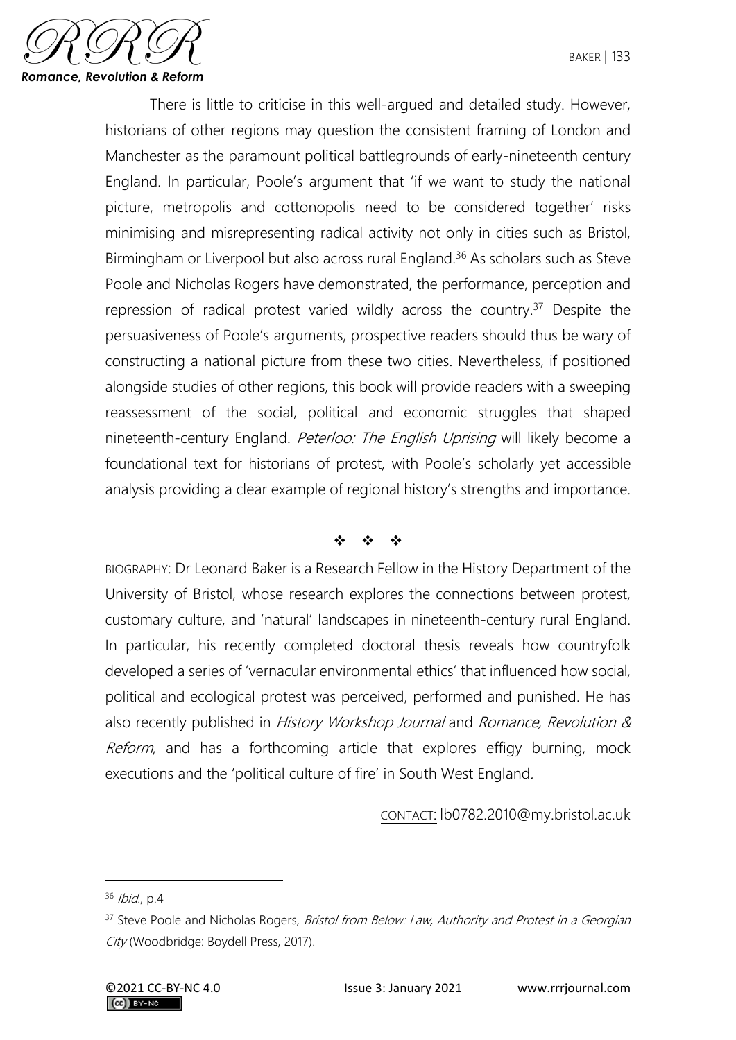There is little to criticise in this well-argued and detailed study. However, historians of other regions may question the consistent framing of London and Manchester as the paramount political battlegrounds of early-nineteenth century England. In particular, Poole's argument that 'if we want to study the national picture, metropolis and cottonopolis need to be considered together' risks minimising and misrepresenting radical activity not only in cities such as Bristol, Birmingham or Liverpool but also across rural England.[36] As scholars such as Steve Poole and Nicholas Rogers have demonstrated, the performance, perception and repression of radical protest varied wildly across the country.[37] Despite the persuasiveness of Poole's arguments, prospective readers should thus be wary of constructing a national picture from these two cities. Nevertheless, if positioned alongside studies of other regions, this book will provide readers with a sweeping reassessment of the social, political and economic struggles that shaped nineteenth-century England. *Peterloo: The English Uprising* will likely become a foundational text for historians of protest, with Poole's scholarly yet accessible analysis providing a clear example of regional history's strengths and importance.

❖ ❖ ❖

BIOGRAPHY: Dr Leonard Baker is a Research Fellow in the History Department of the University of Bristol, whose research explores the connections between protest, customary culture, and 'natural' landscapes in nineteenth-century rural England. In particular, his recently completed doctoral thesis reveals how countryfolk developed a series of 'vernacular environmental ethics' that influenced how social, political and ecological protest was perceived, performed and punished. He has also recently published in *History Workshop Journal* and *Romance, Revolution & Reform*, and has a forthcoming article that explores effigy burning, mock executions and the 'political culture of fire' in South West England.

CONTACT: lb0782.2010@my.bristol.ac.uk

---

[36] *Ibid*., p.4

[37] Steve Poole and Nicholas Rogers, *Bristol from Below: Law, Authority and Protest in a Georgian City* (Woodbridge: Boydell Press, 2017).

©2021 CC-BY-NC 4.0